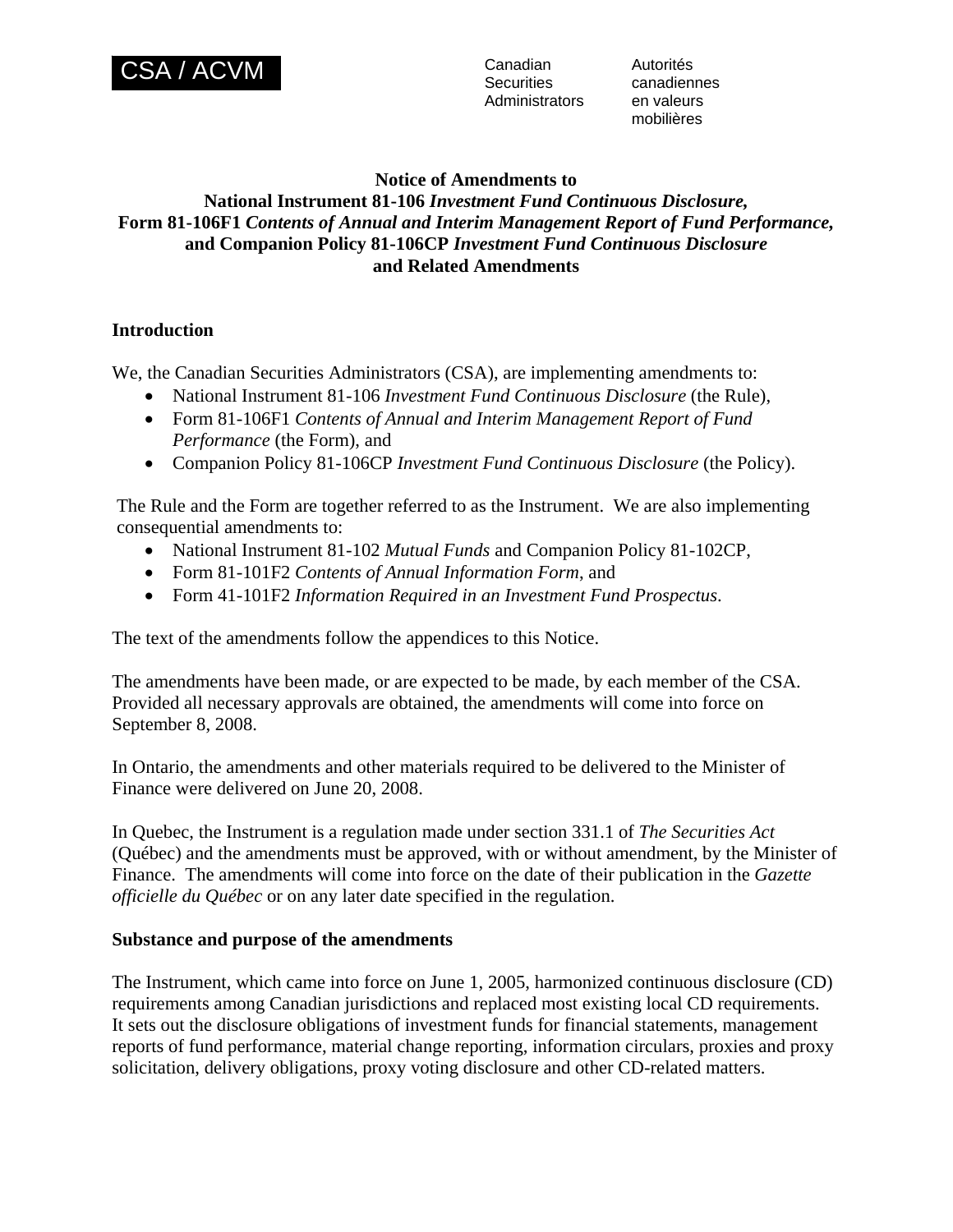CSA / ACVM

Canadian Securities Administrators

Autorités canadiennes en valeurs mobilières

# Notice of Amendments to National Instrument 81-106 *Investment Fund Continuous Disclosure*, Form 81-106F1 *Contents of Annual and Interim Management Report of Fund Performance*, and Companion Policy 81-106CP *Investment Fund Continuous Disclosure* and Related Amendments

## Introduction

We, the Canadian Securities Administrators (CSA), are implementing amendments to:

- National Instrument 81-106 *Investment Fund Continuous Disclosure* (the Rule),
- Form 81-106F1 *Contents of Annual and Interim Management Report of Fund Performance* (the Form), and
- Companion Policy 81-106CP *Investment Fund Continuous Disclosure* (the Policy).

The Rule and the Form are together referred to as the Instrument. We are also implementing consequential amendments to:

- National Instrument 81-102 *Mutual Funds* and Companion Policy 81-102CP,
- Form 81-101F2 *Contents of Annual Information Form*, and
- Form 41-101F2 *Information Required in an Investment Fund Prospectus*.

The text of the amendments follow the appendices to this Notice.

The amendments have been made, or are expected to be made, by each member of the CSA. Provided all necessary approvals are obtained, the amendments will come into force on September 8, 2008.

In Ontario, the amendments and other materials required to be delivered to the Minister of Finance were delivered on June 20, 2008.

In Quebec, the Instrument is a regulation made under section 331.1 of *The Securities Act* (Québec) and the amendments must be approved, with or without amendment, by the Minister of Finance. The amendments will come into force on the date of their publication in the *Gazette officielle du Québec* or on any later date specified in the regulation.

## Substance and purpose of the amendments

The Instrument, which came into force on June 1, 2005, harmonized continuous disclosure (CD) requirements among Canadian jurisdictions and replaced most existing local CD requirements. It sets out the disclosure obligations of investment funds for financial statements, management reports of fund performance, material change reporting, information circulars, proxies and proxy solicitation, delivery obligations, proxy voting disclosure and other CD-related matters.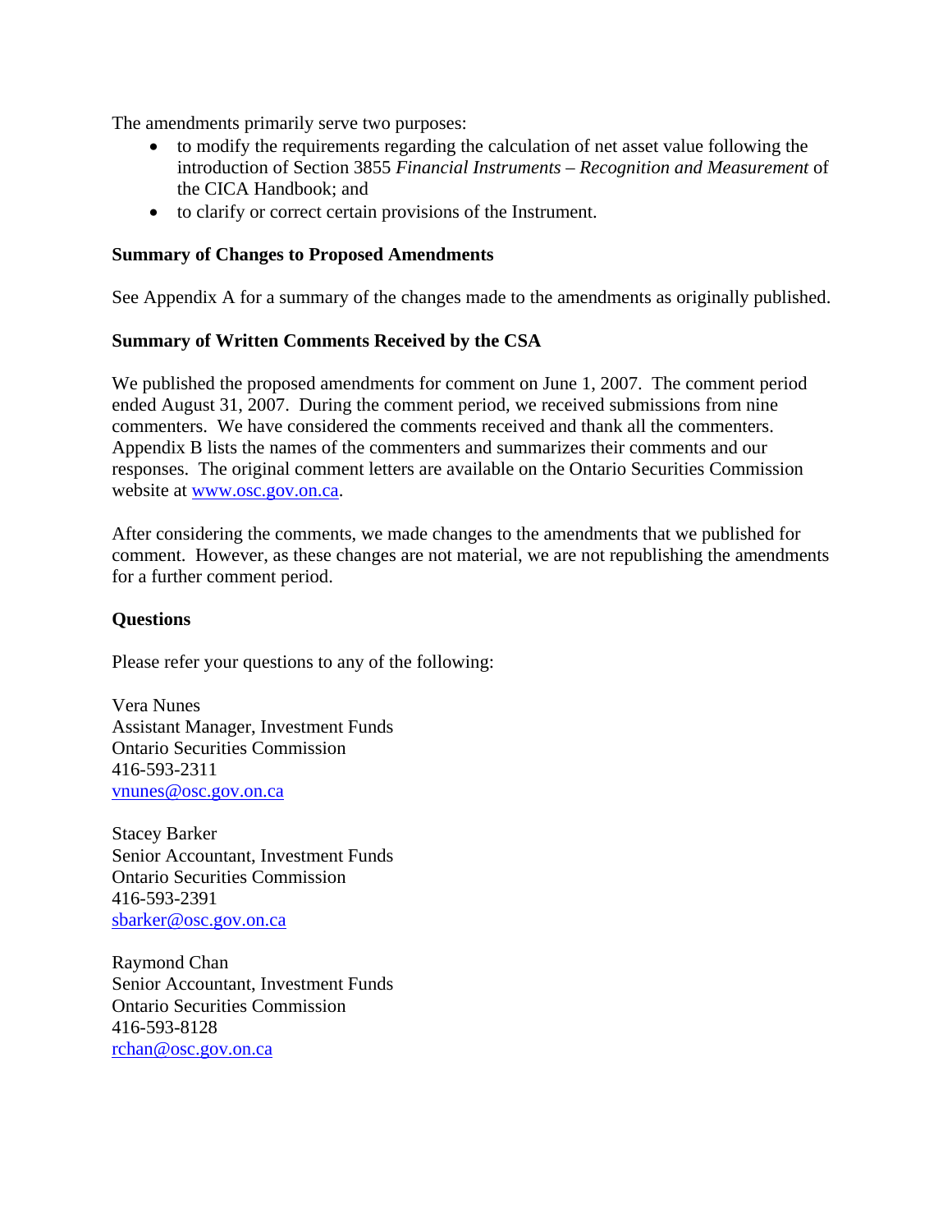The amendments primarily serve two purposes:

- to modify the requirements regarding the calculation of net asset value following the introduction of Section 3855 *Financial Instruments – Recognition and Measurement* of the CICA Handbook; and
- to clarify or correct certain provisions of the Instrument.

**Summary of Changes to Proposed Amendments**

See Appendix A for a summary of the changes made to the amendments as originally published.

**Summary of Written Comments Received by the CSA**

We published the proposed amendments for comment on June 1, 2007. The comment period ended August 31, 2007. During the comment period, we received submissions from nine commenters. We have considered the comments received and thank all the commenters. Appendix B lists the names of the commenters and summarizes their comments and our responses. The original comment letters are available on the Ontario Securities Commission website at www.osc.gov.on.ca.

After considering the comments, we made changes to the amendments that we published for comment. However, as these changes are not material, we are not republishing the amendments for a further comment period.

**Questions**

Please refer your questions to any of the following:

Vera Nunes
Assistant Manager, Investment Funds
Ontario Securities Commission
416-593-2311
vnunes@osc.gov.on.ca

Stacey Barker
Senior Accountant, Investment Funds
Ontario Securities Commission
416-593-2391
sbarker@osc.gov.on.ca

Raymond Chan
Senior Accountant, Investment Funds
Ontario Securities Commission
416-593-8128
rchan@osc.gov.on.ca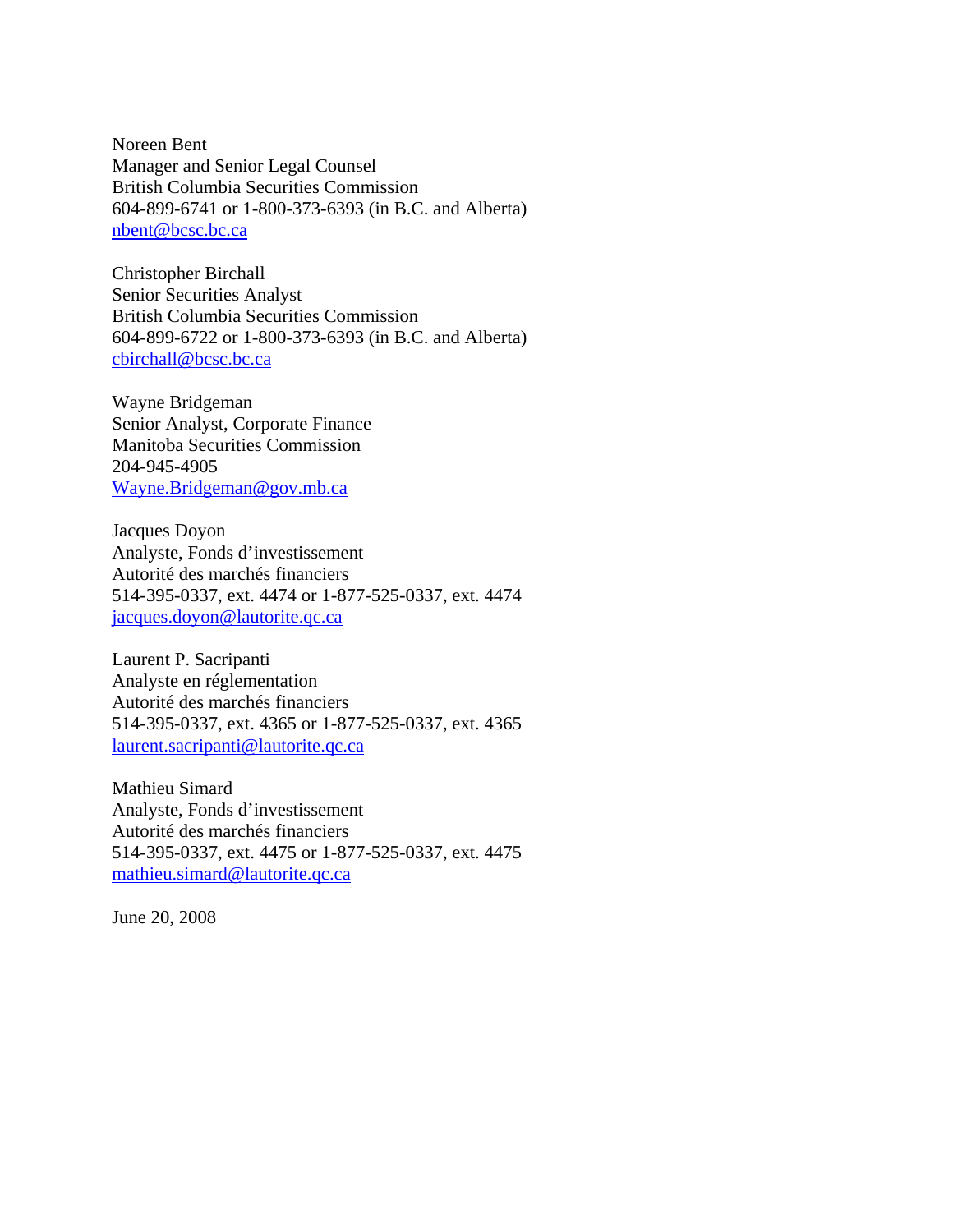Noreen Bent
Manager and Senior Legal Counsel
British Columbia Securities Commission
604-899-6741 or 1-800-373-6393 (in B.C. and Alberta)
nbent@bcsc.bc.ca

Christopher Birchall
Senior Securities Analyst
British Columbia Securities Commission
604-899-6722 or 1-800-373-6393 (in B.C. and Alberta)
cbirchall@bcsc.bc.ca

Wayne Bridgeman
Senior Analyst, Corporate Finance
Manitoba Securities Commission
204-945-4905
Wayne.Bridgeman@gov.mb.ca

Jacques Doyon
Analyste, Fonds d'investissement
Autorité des marchés financiers
514-395-0337, ext. 4474 or 1-877-525-0337, ext. 4474
jacques.doyon@lautorite.qc.ca

Laurent P. Sacripanti
Analyste en réglementation
Autorité des marchés financiers
514-395-0337, ext. 4365 or 1-877-525-0337, ext. 4365
laurent.sacripanti@lautorite.qc.ca

Mathieu Simard
Analyste, Fonds d'investissement
Autorité des marchés financiers
514-395-0337, ext. 4475 or 1-877-525-0337, ext. 4475
mathieu.simard@lautorite.qc.ca

June 20, 2008